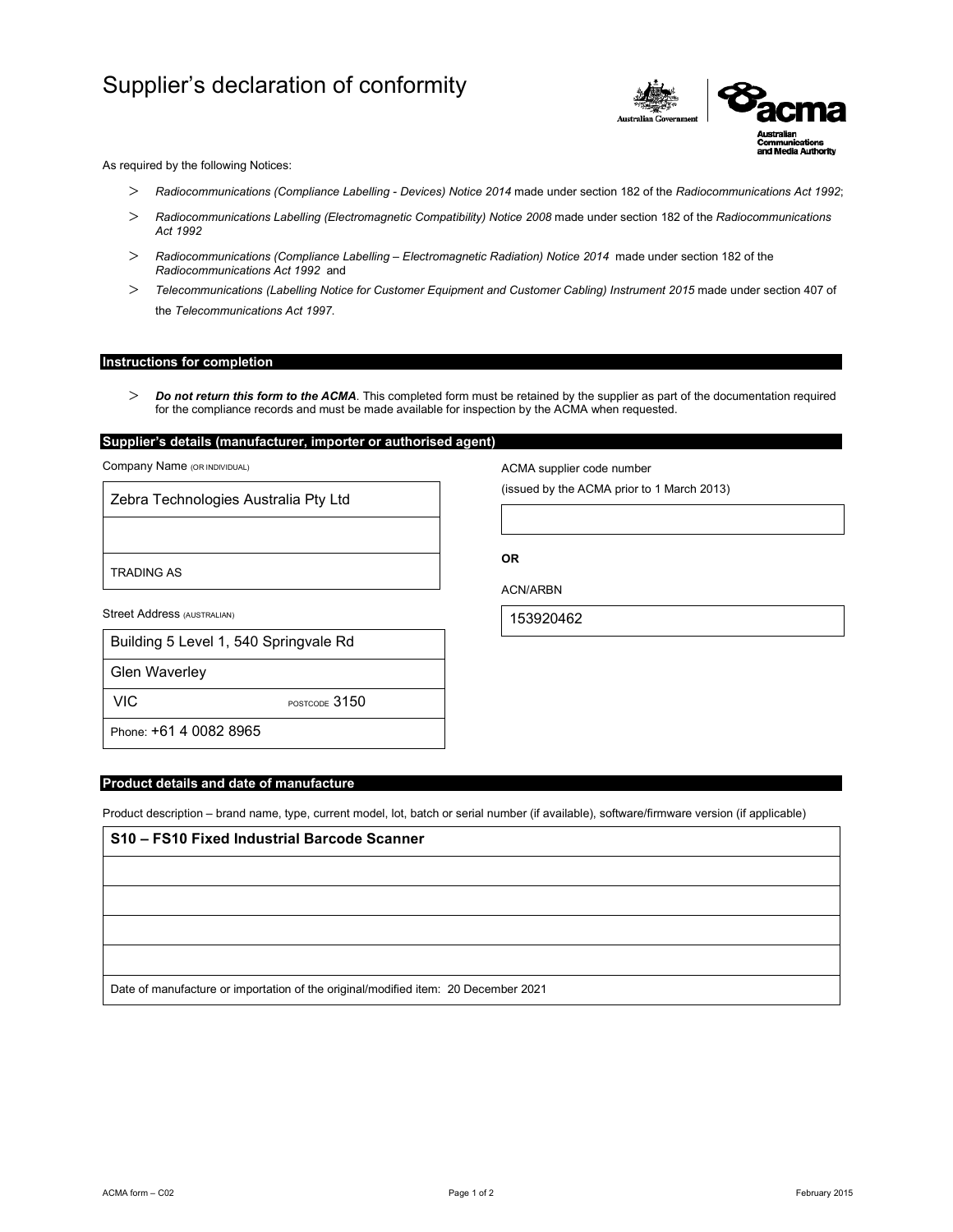# Supplier's declaration of conformity

As required by the following Notices:

- *Radiocommunications (Compliance Labelling - Devices) Notice 2014* made under section 182 of the *Radiocommunications Act 1992*;
- *Radiocommunications Labelling (Electromagnetic Compatibility) Notice 2008* made under section 182 of the *Radiocommunications Act 1992*
- *Radiocommunications (Compliance Labelling – Electromagnetic Radiation) Notice 2014* made under section 182 of the *Radiocommunications Act 1992* and
- *Telecommunications (Labelling Notice for Customer Equipment and Customer Cabling) Instrument 2015* made under section 407 of the *Telecommunications Act 1997*.

## Instructions for completion

- ***Do not return this form to the ACMA***. This completed form must be retained by the supplier as part of the documentation required for the compliance records and must be made available for inspection by the ACMA when requested.

## Supplier's details (manufacturer, importer or authorised agent)

Company Name (OR INDIVIDUAL)

Zebra Technologies Australia Pty Ltd

TRADING AS

Street Address (AUSTRALIAN)

Building 5 Level 1, 540 Springvale Rd

Glen Waverley

VIC POSTCODE 3150

Phone: +61 4 0082 8965

ACMA supplier code number

(issued by the ACMA prior to 1 March 2013)

**OR**

ACN/ARBN

153920462

## Product details and date of manufacture

Product description – brand name, type, current model, lot, batch or serial number (if available), software/firmware version (if applicable)

**S10 – FS10 Fixed Industrial Barcode Scanner**

Date of manufacture or importation of the original/modified item: 20 December 2021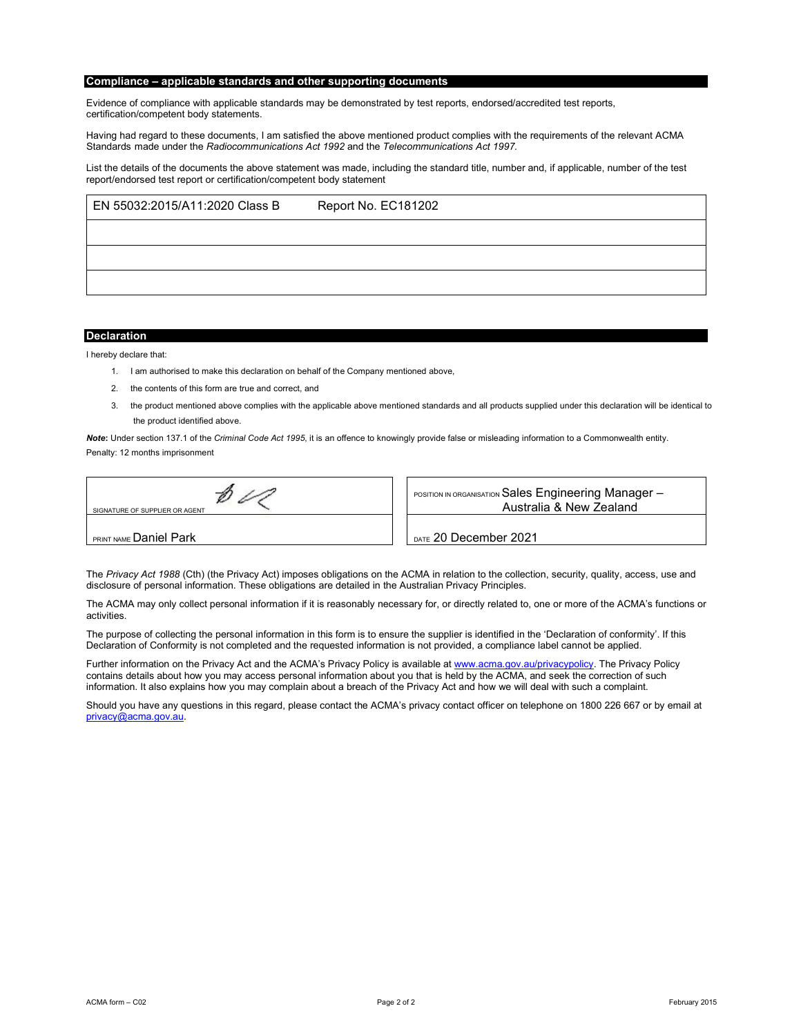## Compliance – applicable standards and other supporting documents

Evidence of compliance with applicable standards may be demonstrated by test reports, endorsed/accredited test reports, certification/competent body statements.

Having had regard to these documents, I am satisfied the above mentioned product complies with the requirements of the relevant ACMA Standards made under the *Radiocommunications Act 1992* and the *Telecommunications Act 1997.*

List the details of the documents the above statement was made, including the standard title, number and, if applicable, number of the test report/endorsed test report or certification/competent body statement

| | |
|---|---|
| EN 55032:2015/A11:2020 Class B | Report No. EC181202 |
| | |
| | |
| | |

## Declaration

I hereby declare that:

1. I am authorised to make this declaration on behalf of the Company mentioned above,
2. the contents of this form are true and correct, and
3. the product mentioned above complies with the applicable above mentioned standards and all products supplied under this declaration will be identical to the product identified above.

***Note*:** Under section 137.1 of the *Criminal Code Act 1995*, it is an offence to knowingly provide false or misleading information to a Commonwealth entity. Penalty: 12 months imprisonment

| | |
|---|---|
| SIGNATURE OF SUPPLIER OR AGENT | POSITION IN ORGANISATION Sales Engineering Manager – Australia & New Zealand |
| PRINT NAME Daniel Park | DATE 20 December 2021 |

The *Privacy Act 1988* (Cth) (the Privacy Act) imposes obligations on the ACMA in relation to the collection, security, quality, access, use and disclosure of personal information. These obligations are detailed in the Australian Privacy Principles.

The ACMA may only collect personal information if it is reasonably necessary for, or directly related to, one or more of the ACMA's functions or activities.

The purpose of collecting the personal information in this form is to ensure the supplier is identified in the 'Declaration of conformity'. If this Declaration of Conformity is not completed and the requested information is not provided, a compliance label cannot be applied.

Further information on the Privacy Act and the ACMA's Privacy Policy is available at www.acma.gov.au/privacypolicy. The Privacy Policy contains details about how you may access personal information about you that is held by the ACMA, and seek the correction of such information. It also explains how you may complain about a breach of the Privacy Act and how we will deal with such a complaint.

Should you have any questions in this regard, please contact the ACMA's privacy contact officer on telephone on 1800 226 667 or by email at privacy@acma.gov.au.

ACMA form – C02 February 2015